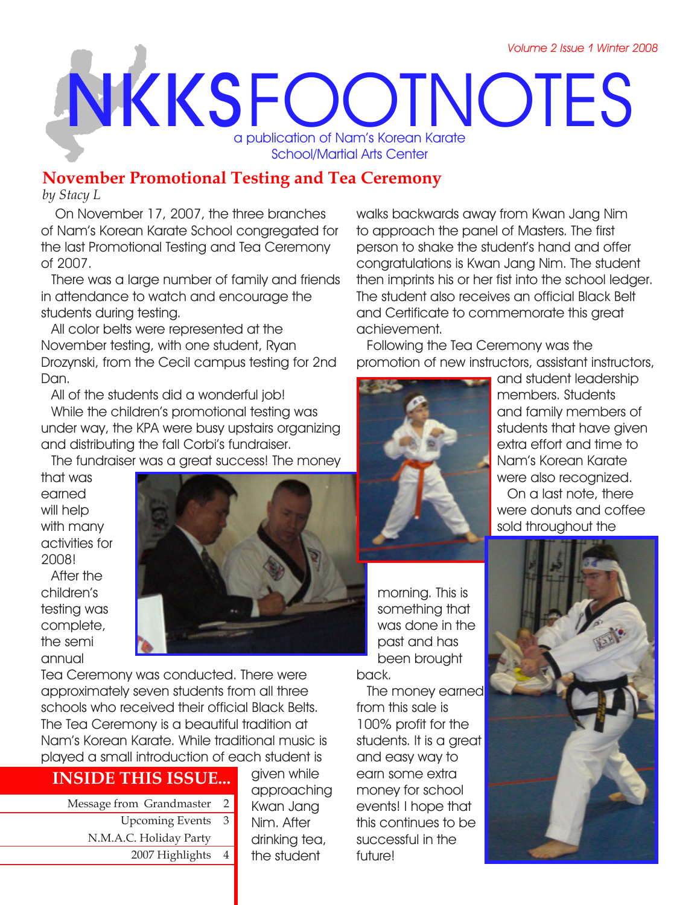Volume 2 Issue 1 Winter 2008

# NKKSFOOTNOTES

a publication of Nam's Korean Karate School/Martial Arts Center

## November Promotional Testing and Tea Ceremony

*by Stacy L*

On November 17, 2007, the three branches of Nam's Korean Karate School congregated for the last Promotional Testing and Tea Ceremony of 2007.

There was a large number of family and friends in attendance to watch and encourage the students during testing.

All color belts were represented at the November testing, with one student, Ryan Drozynski, from the Cecil campus testing for 2nd Dan.

All of the students did a wonderful job!

While the children's promotional testing was under way, the KPA were busy upstairs organizing and distributing the fall Corbi's fundraiser.

The fundraiser was a great success! The money that was earned will help with many activities for 2008!

After the children's testing was complete, the semi annual Tea Ceremony was conducted. There were approximately seven students from all three schools who received their official Black Belts. The Tea Ceremony is a beautiful tradition at Nam's Korean Karate. While traditional music is played a small introduction of each student is given while approaching Kwan Jang Nim. After drinking tea, the student walks backwards away from Kwan Jang Nim to approach the panel of Masters. The first person to shake the student's hand and offer congratulations is Kwan Jang Nim. The student then imprints his or her fist into the school ledger. The student also receives an official Black Belt and Certificate to commemorate this great achievement.

Following the Tea Ceremony was the promotion of new instructors, assistant instructors, and student leadership members. Students and family members of students that have given extra effort and time to Nam's Korean Karate were also recognized.

On a last note, there were donuts and coffee sold throughout the morning. This is something that was done in the past and has been brought back.

The money earned from this sale is 100% profit for the students. It is a great and easy way to earn some extra money for school events! I hope that this continues to be successful in the future!

### INSIDE THIS ISSUE...

| | |
|---|---|
| Message from Grandmaster | 2 |
| Upcoming Events | 3 |
| N.M.A.C. Holiday Party | |
| 2007 Highlights | 4 |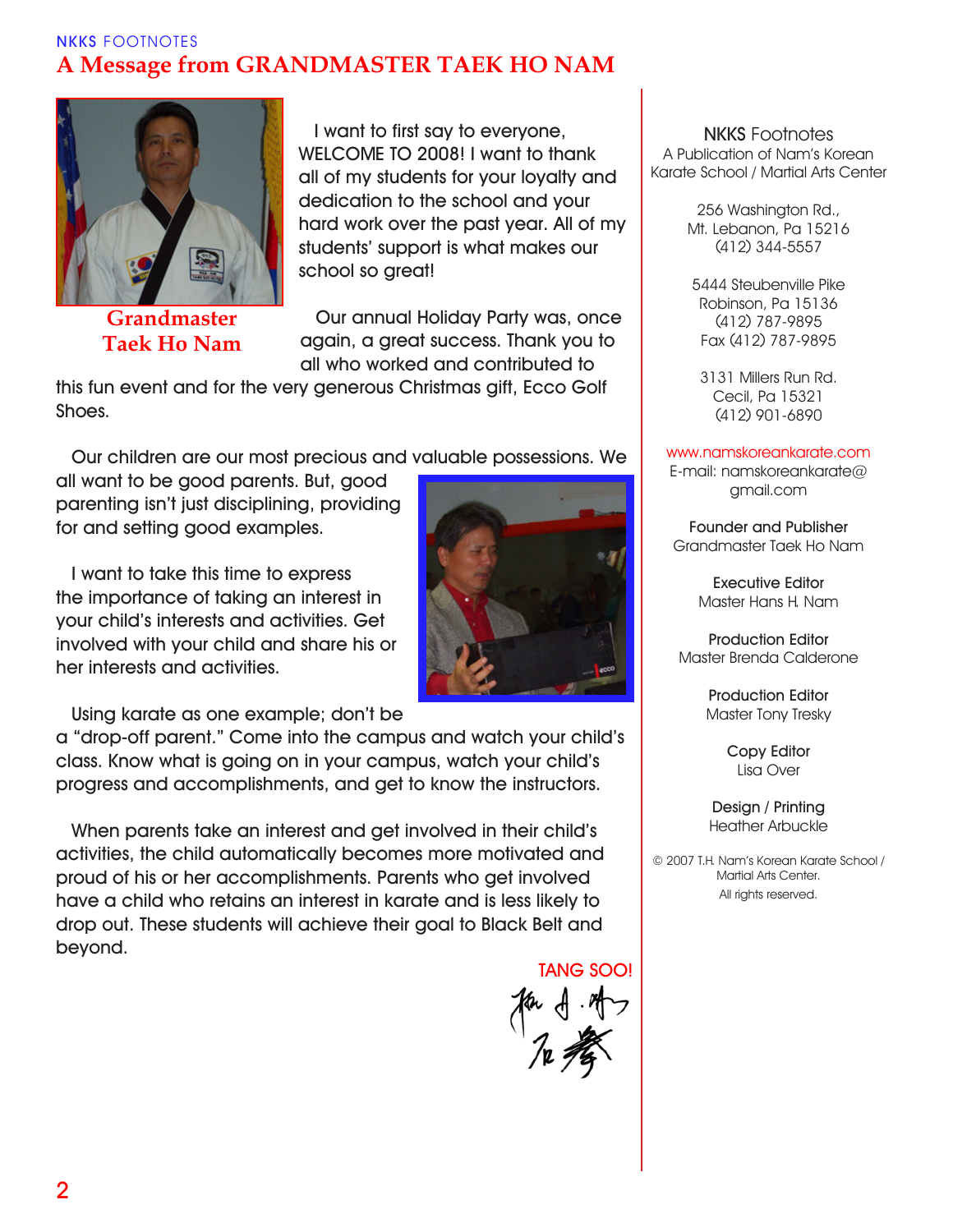NKKS FOOTNOTES

# A Message from GRANDMASTER TAEK HO NAM

Grandmaster Taek Ho Nam

I want to first say to everyone, WELCOME TO 2008! I want to thank all of my students for your loyalty and dedication to the school and your hard work over the past year. All of my students' support is what makes our school so great!

Our annual Holiday Party was, once again, a great success. Thank you to all who worked and contributed to this fun event and for the very generous Christmas gift, Ecco Golf Shoes.

Our children are our most precious and valuable possessions. We all want to be good parents. But, good parenting isn't just disciplining, providing for and setting good examples.

I want to take this time to express the importance of taking an interest in your child's interests and activities. Get involved with your child and share his or her interests and activities.

Using karate as one example; don't be a "drop-off parent." Come into the campus and watch your child's class. Know what is going on in your campus, watch your child's progress and accomplishments, and get to know the instructors.

When parents take an interest and get involved in their child's activities, the child automatically becomes more motivated and proud of his or her accomplishments. Parents who get involved have a child who retains an interest in karate and is less likely to drop out. These students will achieve their goal to Black Belt and beyond.

TANG SOO!

---

**NKKS Footnotes**
A Publication of Nam's Korean Karate School / Martial Arts Center

256 Washington Rd.,
Mt. Lebanon, Pa 15216
(412) 344-5557

5444 Steubenville Pike
Robinson, Pa 15136
(412) 787-9895
Fax (412) 787-9895

3131 Millers Run Rd.
Cecil, Pa 15321
(412) 901-6890

www.namskoreankarate.com
E-mail: namskoreankarate@gmail.com

**Founder and Publisher**
Grandmaster Taek Ho Nam

**Executive Editor**
Master Hans H. Nam

**Production Editor**
Master Brenda Calderone

**Production Editor**
Master Tony Tresky

**Copy Editor**
Lisa Over

**Design / Printing**
Heather Arbuckle

© 2007 T.H. Nam's Korean Karate School / Martial Arts Center.
All rights reserved.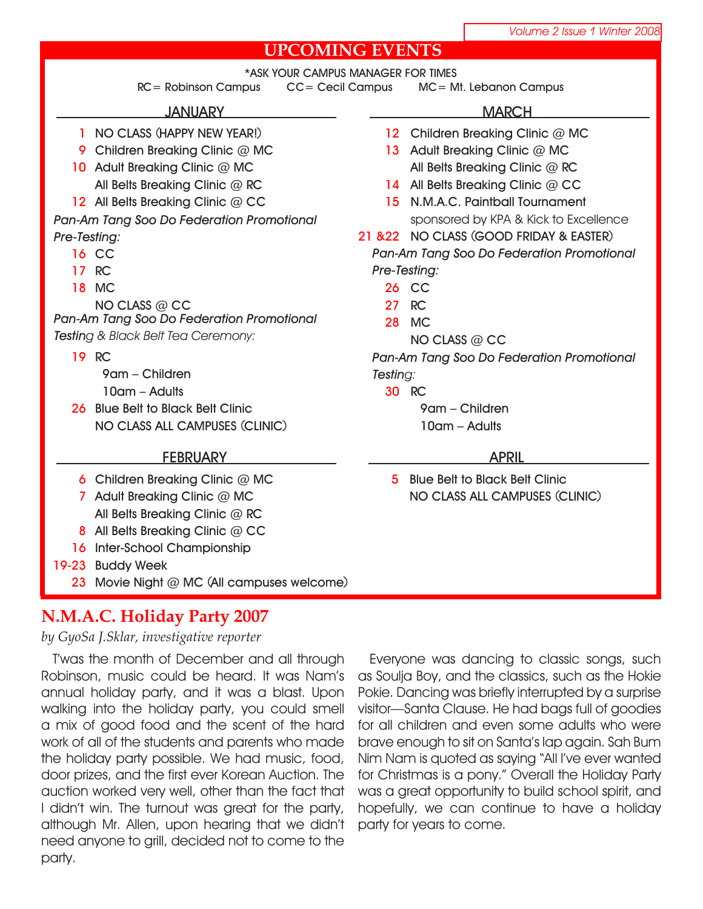## UPCOMING EVENTS

*ASK YOUR CAMPUS MANAGER FOR TIMES

RC = Robinson Campus  CC = Cecil Campus  MC = Mt. Lebanon Campus

### JANUARY

- 1 NO CLASS (HAPPY NEW YEAR!)
- 9 Children Breaking Clinic @ MC
- 10 Adult Breaking Clinic @ MC
  All Belts Breaking Clinic @ RC
- 12 All Belts Breaking Clinic @ CC

*Pan-Am Tang Soo Do Federation Promotional Pre-Testing:*

- 16 CC
- 17 RC
- 18 MC
  NO CLASS @ CC

*Pan-Am Tang Soo Do Federation Promotional Testing & Black Belt Tea Ceremony:*

- 19 RC
  9am – Children
  10am – Adults
- 26 Blue Belt to Black Belt Clinic
  NO CLASS ALL CAMPUSES (CLINIC)

### FEBRUARY

- 6 Children Breaking Clinic @ MC
- 7 Adult Breaking Clinic @ MC
  All Belts Breaking Clinic @ RC
- 8 All Belts Breaking Clinic @ CC
- 16 Inter-School Championship
- 19-23 Buddy Week
- 23 Movie Night @ MC (All campuses welcome)

### MARCH

- 12 Children Breaking Clinic @ MC
- 13 Adult Breaking Clinic @ MC
  All Belts Breaking Clinic @ RC
- 14 All Belts Breaking Clinic @ CC
- 15 N.M.A.C. Paintball Tournament
  sponsored by KPA & Kick to Excellence
- 21 &22 NO CLASS (GOOD FRIDAY & EASTER)

*Pan-Am Tang Soo Do Federation Promotional Pre-Testing:*

- 26 CC
- 27 RC
- 28 MC
  NO CLASS @ CC

*Pan-Am Tang Soo Do Federation Promotional Testing:*

- 30 RC
  9am – Children
  10am – Adults

### APRIL

- 5 Blue Belt to Black Belt Clinic
  NO CLASS ALL CAMPUSES (CLINIC)

## N.M.A.C. Holiday Party 2007

*by GyoSa J.Sklar, investigative reporter*

T'was the month of December and all through Robinson, music could be heard. It was Nam's annual holiday party, and it was a blast. Upon walking into the holiday party, you could smell a mix of good food and the scent of the hard work of all of the students and parents who made the holiday party possible. We had music, food, door prizes, and the first ever Korean Auction. The auction worked very well, other than the fact that I didn't win. The turnout was great for the party, although Mr. Allen, upon hearing that we didn't need anyone to grill, decided not to come to the party.

Everyone was dancing to classic songs, such as Soulja Boy, and the classics, such as the Hokie Pokie. Dancing was briefly interrupted by a surprise visitor—Santa Clause. He had bags full of goodies for all children and even some adults who were brave enough to sit on Santa's lap again. Sah Bum Nim Nam is quoted as saying "All I've ever wanted for Christmas is a pony." Overall the Holiday Party was a great opportunity to build school spirit, and hopefully, we can continue to have a holiday party for years to come.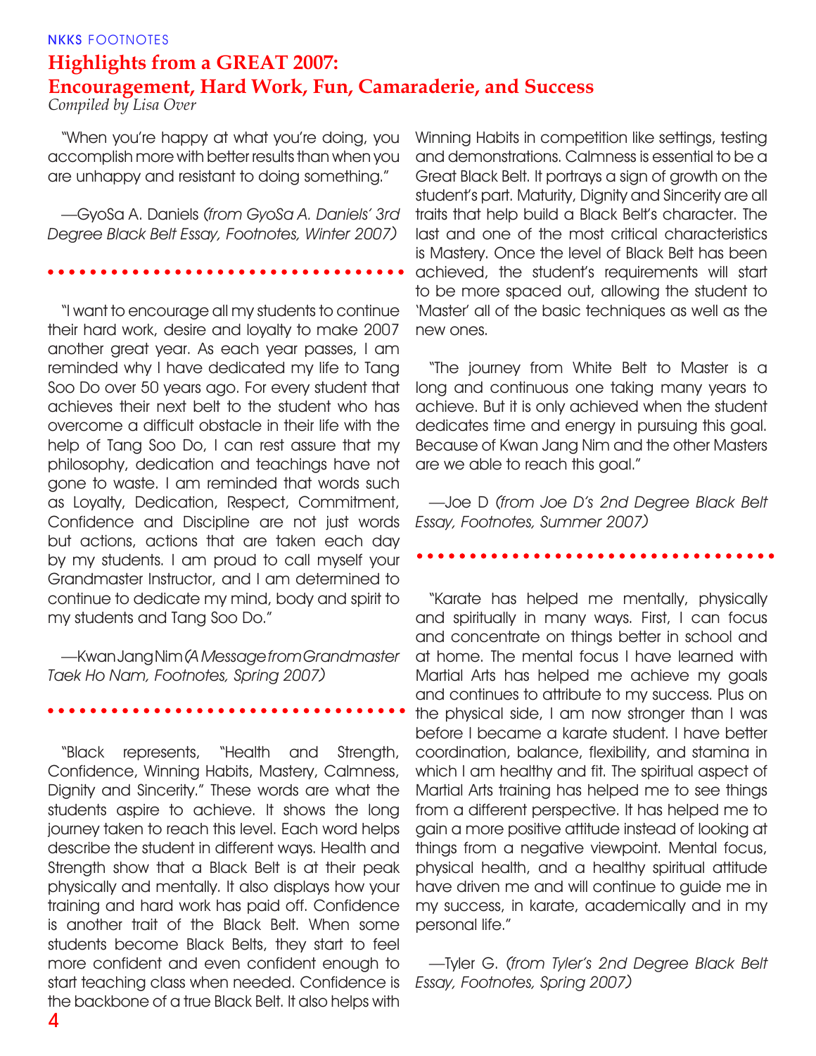NKKS FOOTNOTES

# Highlights from a GREAT 2007: Encouragement, Hard Work, Fun, Camaraderie, and Success

*Compiled by Lisa Over*

"When you're happy at what you're doing, you accomplish more with better results than when you are unhappy and resistant to doing something."

—GyoSa A. Daniels *(from GyoSa A. Daniels' 3rd Degree Black Belt Essay, Footnotes, Winter 2007)*

"I want to encourage all my students to continue their hard work, desire and loyalty to make 2007 another great year. As each year passes, I am reminded why I have dedicated my life to Tang Soo Do over 50 years ago. For every student that achieves their next belt to the student who has overcome a difficult obstacle in their life with the help of Tang Soo Do, I can rest assure that my philosophy, dedication and teachings have not gone to waste. I am reminded that words such as Loyalty, Dedication, Respect, Commitment, Confidence and Discipline are not just words but actions, actions that are taken each day by my students. I am proud to call myself your Grandmaster Instructor, and I am determined to continue to dedicate my mind, body and spirit to my students and Tang Soo Do."

—Kwan Jang Nim *(A Message from Grandmaster Taek Ho Nam, Footnotes, Spring 2007)*

"Black represents, "Health and Strength, Confidence, Winning Habits, Mastery, Calmness, Dignity and Sincerity." These words are what the students aspire to achieve. It shows the long journey taken to reach this level. Each word helps describe the student in different ways. Health and Strength show that a Black Belt is at their peak physically and mentally. It also displays how your training and hard work has paid off. Confidence is another trait of the Black Belt. When some students become Black Belts, they start to feel more confident and even confident enough to start teaching class when needed. Confidence is the backbone of a true Black Belt. It also helps with Winning Habits in competition like settings, testing and demonstrations. Calmness is essential to be a Great Black Belt. It portrays a sign of growth on the student's part. Maturity, Dignity and Sincerity are all traits that help build a Black Belt's character. The last and one of the most critical characteristics is Mastery. Once the level of Black Belt has been achieved, the student's requirements will start to be more spaced out, allowing the student to 'Master' all of the basic techniques as well as the new ones.

"The journey from White Belt to Master is a long and continuous one taking many years to achieve. But it is only achieved when the student dedicates time and energy in pursuing this goal. Because of Kwan Jang Nim and the other Masters are we able to reach this goal."

—Joe D *(from Joe D's 2nd Degree Black Belt Essay, Footnotes, Summer 2007)*

"Karate has helped me mentally, physically and spiritually in many ways. First, I can focus and concentrate on things better in school and at home. The mental focus I have learned with Martial Arts has helped me achieve my goals and continues to attribute to my success. Plus on the physical side, I am now stronger than I was before I became a karate student. I have better coordination, balance, flexibility, and stamina in which I am healthy and fit. The spiritual aspect of Martial Arts training has helped me to see things from a different perspective. It has helped me to gain a more positive attitude instead of looking at things from a negative viewpoint. Mental focus, physical health, and a healthy spiritual attitude have driven me and will continue to guide me in my success, in karate, academically and in my personal life."

—Tyler G. *(from Tyler's 2nd Degree Black Belt Essay, Footnotes, Spring 2007)*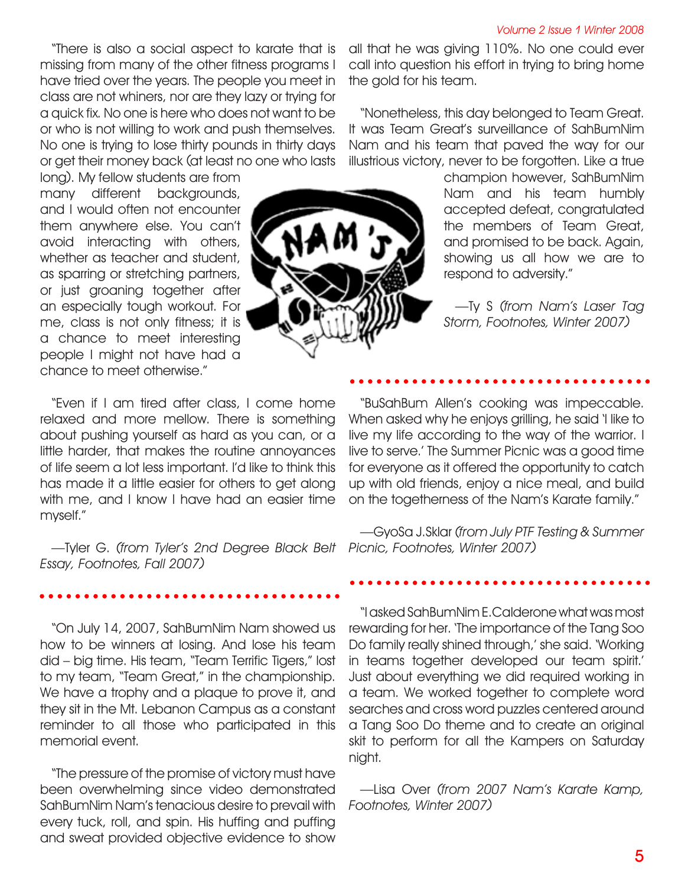"There is also a social aspect to karate that is missing from many of the other fitness programs I have tried over the years. The people you meet in class are not whiners, nor are they lazy or trying for a quick fix. No one is here who does not want to be or who is not willing to work and push themselves. No one is trying to lose thirty pounds in thirty days or get their money back (at least no one who lasts long). My fellow students are from many different backgrounds, and I would often not encounter them anywhere else. You can't avoid interacting with others, whether as teacher and student, as sparring or stretching partners, or just groaning together after an especially tough workout. For me, class is not only fitness; it is a chance to meet interesting people I might not have had a chance to meet otherwise."

"Even if I am tired after class, I come home relaxed and more mellow. There is something about pushing yourself as hard as you can, or a little harder, that makes the routine annoyances of life seem a lot less important. I'd like to think this has made it a little easier for others to get along with me, and I know I have had an easier time myself."

—Tyler G. *(from Tyler's 2nd Degree Black Belt Essay, Footnotes, Fall 2007)*

---

"On July 14, 2007, SahBumNim Nam showed us how to be winners at losing. And lose his team did – big time. His team, "Team Terrific Tigers," lost to my team, "Team Great," in the championship. We have a trophy and a plaque to prove it, and they sit in the Mt. Lebanon Campus as a constant reminder to all those who participated in this memorial event.

"The pressure of the promise of victory must have been overwhelming since video demonstrated SahBumNim Nam's tenacious desire to prevail with every tuck, roll, and spin. His huffing and puffing and sweat provided objective evidence to show all that he was giving 110%. No one could ever call into question his effort in trying to bring home the gold for his team.

"Nonetheless, this day belonged to Team Great. It was Team Great's surveillance of SahBumNim Nam and his team that paved the way for our illustrious victory, never to be forgotten. Like a true champion however, SahBumNim Nam and his team humbly accepted defeat, congratulated the members of Team Great, and promised to be back. Again, showing us all how we are to respond to adversity."

—Ty S *(from Nam's Laser Tag Storm, Footnotes, Winter 2007)*

---

"BuSahBum Allen's cooking was impeccable. When asked why he enjoys grilling, he said 'I like to live my life according to the way of the warrior. I live to serve.' The Summer Picnic was a good time for everyone as it offered the opportunity to catch up with old friends, enjoy a nice meal, and build on the togetherness of the Nam's Karate family."

—GyoSa J.Sklar *(from July PTF Testing & Summer Picnic, Footnotes, Winter 2007)*

---

"I asked SahBumNim E.Calderone what was most rewarding for her. 'The importance of the Tang Soo Do family really shined through,' she said. 'Working in teams together developed our team spirit.' Just about everything we did required working in a team. We worked together to complete word searches and cross word puzzles centered around a Tang Soo Do theme and to create an original skit to perform for all the Kampers on Saturday night.

—Lisa Over *(from 2007 Nam's Karate Kamp, Footnotes, Winter 2007)*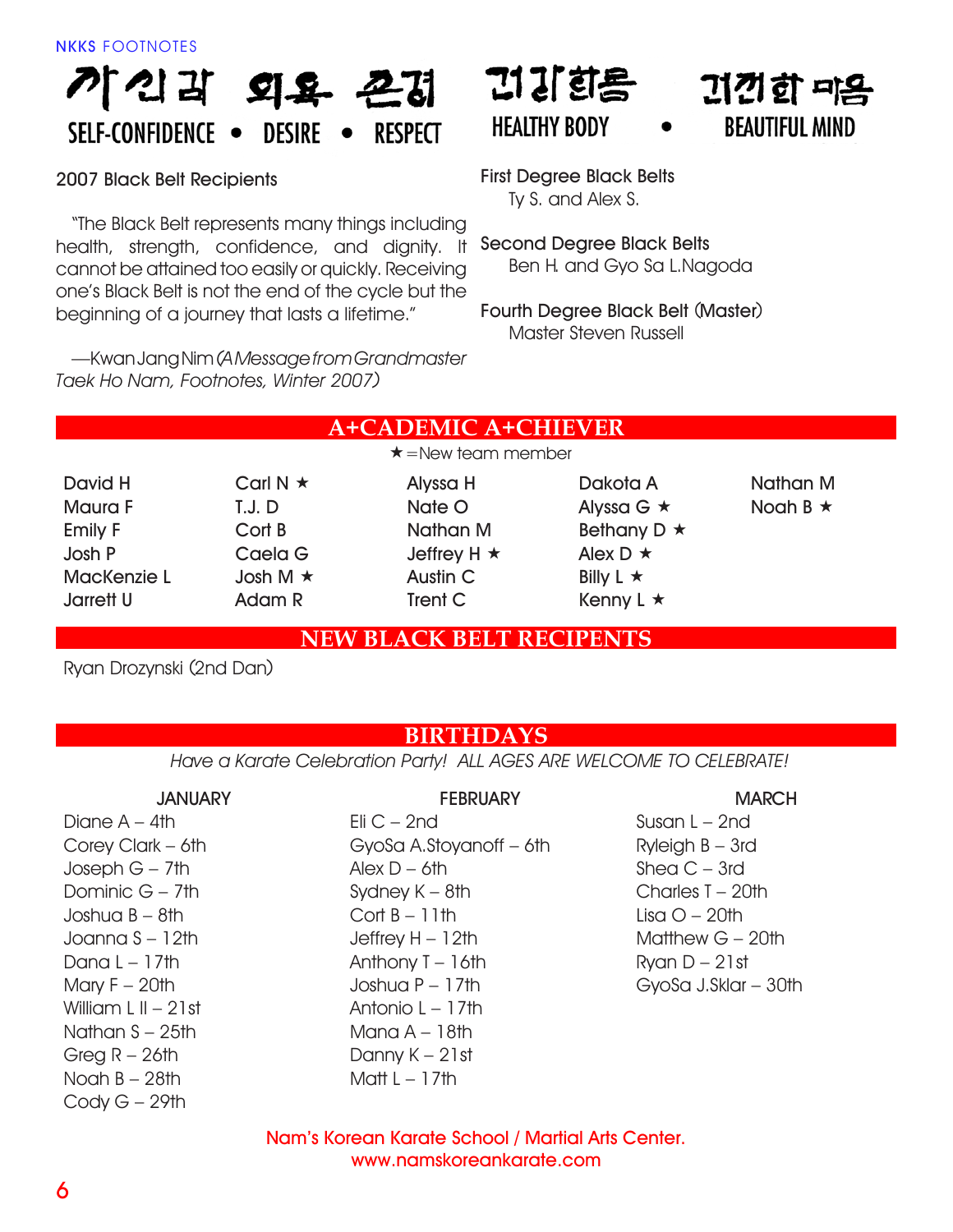NKKS FOOTNOTES

가신감 의욕 존경

SELF-CONFIDENCE • DESIRE • RESPECT

건강한몸 • 건전한 마음

HEALTHY BODY • BEAUTIFUL MIND

2007 Black Belt Recipients

"The Black Belt represents many things including health, strength, confidence, and dignity. It cannot be attained too easily or quickly. Receiving one's Black Belt is not the end of the cycle but the beginning of a journey that lasts a lifetime."

—Kwan Jang Nim (*A Message from Grandmaster Taek Ho Nam, Footnotes, Winter 2007*)

First Degree Black Belts
Ty S. and Alex S.

Second Degree Black Belts
Ben H. and Gyo Sa L.Nagoda

Fourth Degree Black Belt (Master)
Master Steven Russell

## A+CADEMIC A+CHIEVER

★ =New team member

| | | | | |
|---|---|---|---|---|
| David H | Carl N ★ | Alyssa H | Dakota A | Nathan M |
| Maura F | T.J. D | Nate O | Alyssa G ★ | Noah B ★ |
| Emily F | Cort B | Nathan M | Bethany D ★ | |
| Josh P | Caela G | Jeffrey H ★ | Alex D ★ | |
| MacKenzie L | Josh M ★ | Austin C | Billy L ★ | |
| Jarrett U | Adam R | Trent C | Kenny L ★ | |

## NEW BLACK BELT RECIPENTS

Ryan Drozynski (2nd Dan)

## BIRTHDAYS

*Have a Karate Celebration Party! ALL AGES ARE WELCOME TO CELEBRATE!*

| JANUARY | FEBRUARY | MARCH |
|---|---|---|
| Diane A – 4th | Eli C – 2nd | Susan L – 2nd |
| Corey Clark – 6th | GyoSa A.Stoyanoff – 6th | Ryleigh B – 3rd |
| Joseph G – 7th | Alex D – 6th | Shea C – 3rd |
| Dominic G – 7th | Sydney K – 8th | Charles T – 20th |
| Joshua B – 8th | Cort B – 11th | Lisa O – 20th |
| Joanna S – 12th | Jeffrey H – 12th | Matthew G – 20th |
| Dana L – 17th | Anthony T – 16th | Ryan D – 21st |
| Mary F – 20th | Joshua P – 17th | GyoSa J.Sklar – 30th |
| William L II – 21st | Antonio L – 17th | |
| Nathan S – 25th | Mana A – 18th | |
| Greg R – 26th | Danny K – 21st | |
| Noah B – 28th | Matt L – 17th | |
| Cody G – 29th | | |

Nam's Korean Karate School / Martial Arts Center.
www.namskoreankarate.com